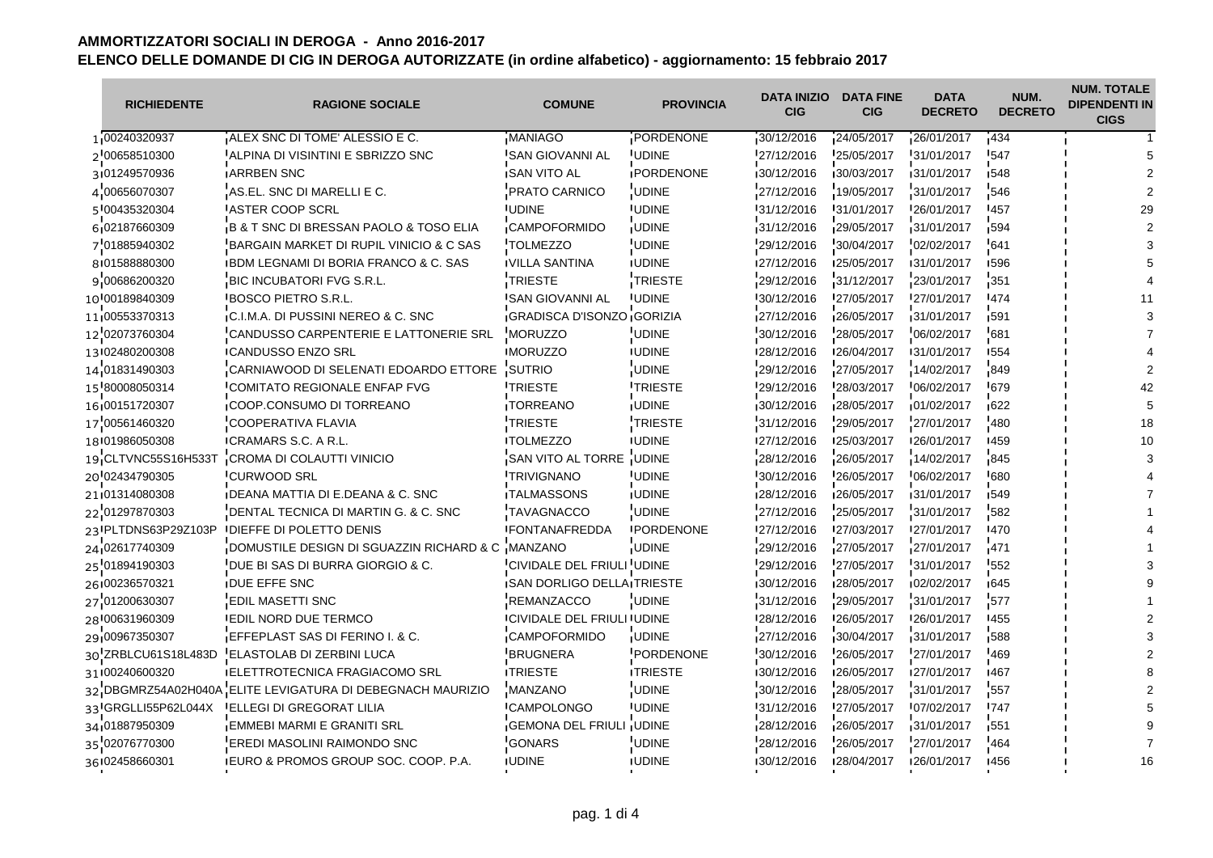# AMMORTIZZATORI SOCIALI IN DEROGA - Anno 2016-2017

## ELENCO DELLE DOMANDE DI CIG IN DEROGA AUTORIZZATE (in ordine alfabetico) - aggiornamento: 15 febbraio 2017

| | RICHIEDENTE | RAGIONE SOCIALE | COMUNE | PROVINCIA | DATA INIZIO CIG | DATA FINE CIG | DATA DECRETO | NUM. DECRETO | NUM. TOTALE DIPENDENTI IN CIGS |
|---|---|---|---|---|---|---|---|---|---|
| 1 | 00240320937 | ALEX SNC DI TOME' ALESSIO E C. | MANIAGO | PORDENONE | 30/12/2016 | 24/05/2017 | 26/01/2017 | 434 | 1 |
| 2 | 00658510300 | ALPINA DI VISINTINI E SBRIZZO SNC | SAN GIOVANNI AL | UDINE | 27/12/2016 | 25/05/2017 | 31/01/2017 | 547 | 5 |
| 3 | 01249570936 | ARRBEN SNC | SAN VITO AL | PORDENONE | 30/12/2016 | 30/03/2017 | 31/01/2017 | 548 | 2 |
| 4 | 00656070307 | AS.EL. SNC DI MARELLI E C. | PRATO CARNICO | UDINE | 27/12/2016 | 19/05/2017 | 31/01/2017 | 546 | 2 |
| 5 | 00435320304 | ASTER COOP SCRL | UDINE | UDINE | 31/12/2016 | 31/01/2017 | 26/01/2017 | 457 | 29 |
| 6 | 02187660309 | B & T SNC DI BRESSAN PAOLO & TOSO ELIA | CAMPOFORMIDO | UDINE | 31/12/2016 | 29/05/2017 | 31/01/2017 | 594 | 2 |
| 7 | 01885940302 | BARGAIN MARKET DI RUPIL VINICIO & C SAS | TOLMEZZO | UDINE | 29/12/2016 | 30/04/2017 | 02/02/2017 | 641 | 3 |
| 8 | 01588880300 | BDM LEGNAMI DI BORIA FRANCO & C. SAS | VILLA SANTINA | UDINE | 27/12/2016 | 25/05/2017 | 31/01/2017 | 596 | 5 |
| 9 | 00686200320 | BIC INCUBATORI FVG S.R.L. | TRIESTE | TRIESTE | 29/12/2016 | 31/12/2017 | 23/01/2017 | 351 | 4 |
| 10 | 00189840309 | BOSCO PIETRO S.R.L. | SAN GIOVANNI AL | UDINE | 30/12/2016 | 27/05/2017 | 27/01/2017 | 474 | 11 |
| 11 | 00553370313 | C.I.M.A. DI PUSSINI NEREO & C. SNC | GRADISCA D'ISONZO | GORIZIA | 27/12/2016 | 26/05/2017 | 31/01/2017 | 591 | 3 |
| 12 | 02073760304 | CANDUSSO CARPENTERIE E LATTONERIE SRL | MORUZZO | UDINE | 30/12/2016 | 28/05/2017 | 06/02/2017 | 681 | 7 |
| 13 | 02480200308 | CANDUSSO ENZO SRL | MORUZZO | UDINE | 28/12/2016 | 26/04/2017 | 31/01/2017 | 554 | 4 |
| 14 | 01831490303 | CARNIAWOOD DI SELENATI EDOARDO ETTORE | SUTRIO | UDINE | 29/12/2016 | 27/05/2017 | 14/02/2017 | 849 | 2 |
| 15 | 80008050314 | COMITATO REGIONALE ENFAP FVG | TRIESTE | TRIESTE | 29/12/2016 | 28/03/2017 | 06/02/2017 | 679 | 42 |
| 16 | 00151720307 | COOP.CONSUMO DI TORREANO | TORREANO | UDINE | 30/12/2016 | 28/05/2017 | 01/02/2017 | 622 | 5 |
| 17 | 00561460320 | COOPERATIVA FLAVIA | TRIESTE | TRIESTE | 31/12/2016 | 29/05/2017 | 27/01/2017 | 480 | 18 |
| 18 | 01986050308 | CRAMARS S.C. A R.L. | TOLMEZZO | UDINE | 27/12/2016 | 25/03/2017 | 26/01/2017 | 459 | 10 |
| 19 | CLTVNC55S16H533T | CROMA DI COLAUTTI VINICIO | SAN VITO AL TORRE | UDINE | 28/12/2016 | 26/05/2017 | 14/02/2017 | 845 | 3 |
| 20 | 02434790305 | CURWOOD SRL | TRIVIGNANO | UDINE | 30/12/2016 | 26/05/2017 | 06/02/2017 | 680 | 4 |
| 21 | 01314080308 | DEANA MATTIA DI E.DEANA & C. SNC | TALMASSONS | UDINE | 28/12/2016 | 26/05/2017 | 31/01/2017 | 549 | 7 |
| 22 | 01297870303 | DENTAL TECNICA DI MARTIN G. & C. SNC | TAVAGNACCO | UDINE | 27/12/2016 | 25/05/2017 | 31/01/2017 | 582 | 1 |
| 23 | PLTDNS63P29Z103P | DIEFFE DI POLETTO DENIS | FONTANAFREDDA | PORDENONE | 27/12/2016 | 27/03/2017 | 27/01/2017 | 470 | 4 |
| 24 | 02617740309 | DOMUSTILE DESIGN DI SGUAZZIN RICHARD & C | MANZANO | UDINE | 29/12/2016 | 27/05/2017 | 27/01/2017 | 471 | 1 |
| 25 | 01894190303 | DUE BI SAS DI BURRA GIORGIO & C. | CIVIDALE DEL FRIULI | UDINE | 29/12/2016 | 27/05/2017 | 31/01/2017 | 552 | 3 |
| 26 | 00236570321 | DUE EFFE SNC | SAN DORLIGO DELLA | TRIESTE | 30/12/2016 | 28/05/2017 | 02/02/2017 | 645 | 9 |
| 27 | 01200630307 | EDIL MASETTI SNC | REMANZACCO | UDINE | 31/12/2016 | 29/05/2017 | 31/01/2017 | 577 | 1 |
| 28 | 00631960309 | EDIL NORD DUE TERMCO | CIVIDALE DEL FRIULI | UDINE | 28/12/2016 | 26/05/2017 | 26/01/2017 | 455 | 2 |
| 29 | 00967350307 | EFFEPLAST SAS DI FERINO I. & C. | CAMPOFORMIDO | UDINE | 27/12/2016 | 30/04/2017 | 31/01/2017 | 588 | 3 |
| 30 | ZRBLCU61S18L483D | ELASTOLAB DI ZERBINI LUCA | BRUGNERA | PORDENONE | 30/12/2016 | 26/05/2017 | 27/01/2017 | 469 | 2 |
| 31 | 00240600320 | ELETTROTECNICA FRAGIACOMO SRL | TRIESTE | TRIESTE | 30/12/2016 | 26/05/2017 | 27/01/2017 | 467 | 8 |
| 32 | DBGMRZ54A02H040A | ELITE LEVIGATURA DI DEBEGNACH MAURIZIO | MANZANO | UDINE | 30/12/2016 | 28/05/2017 | 31/01/2017 | 557 | 2 |
| 33 | GRGLLI55P62L044X | ELLEGI DI GREGORAT LILIA | CAMPOLONGO | UDINE | 31/12/2016 | 27/05/2017 | 07/02/2017 | 747 | 5 |
| 34 | 01887950309 | EMMEBI MARMI E GRANITI SRL | GEMONA DEL FRIULI | UDINE | 28/12/2016 | 26/05/2017 | 31/01/2017 | 551 | 9 |
| 35 | 02076770300 | EREDI MASOLINI RAIMONDO SNC | GONARS | UDINE | 28/12/2016 | 26/05/2017 | 27/01/2017 | 464 | 7 |
| 36 | 02458660301 | EURO & PROMOS GROUP SOC. COOP. P.A. | UDINE | UDINE | 30/12/2016 | 28/04/2017 | 26/01/2017 | 456 | 16 |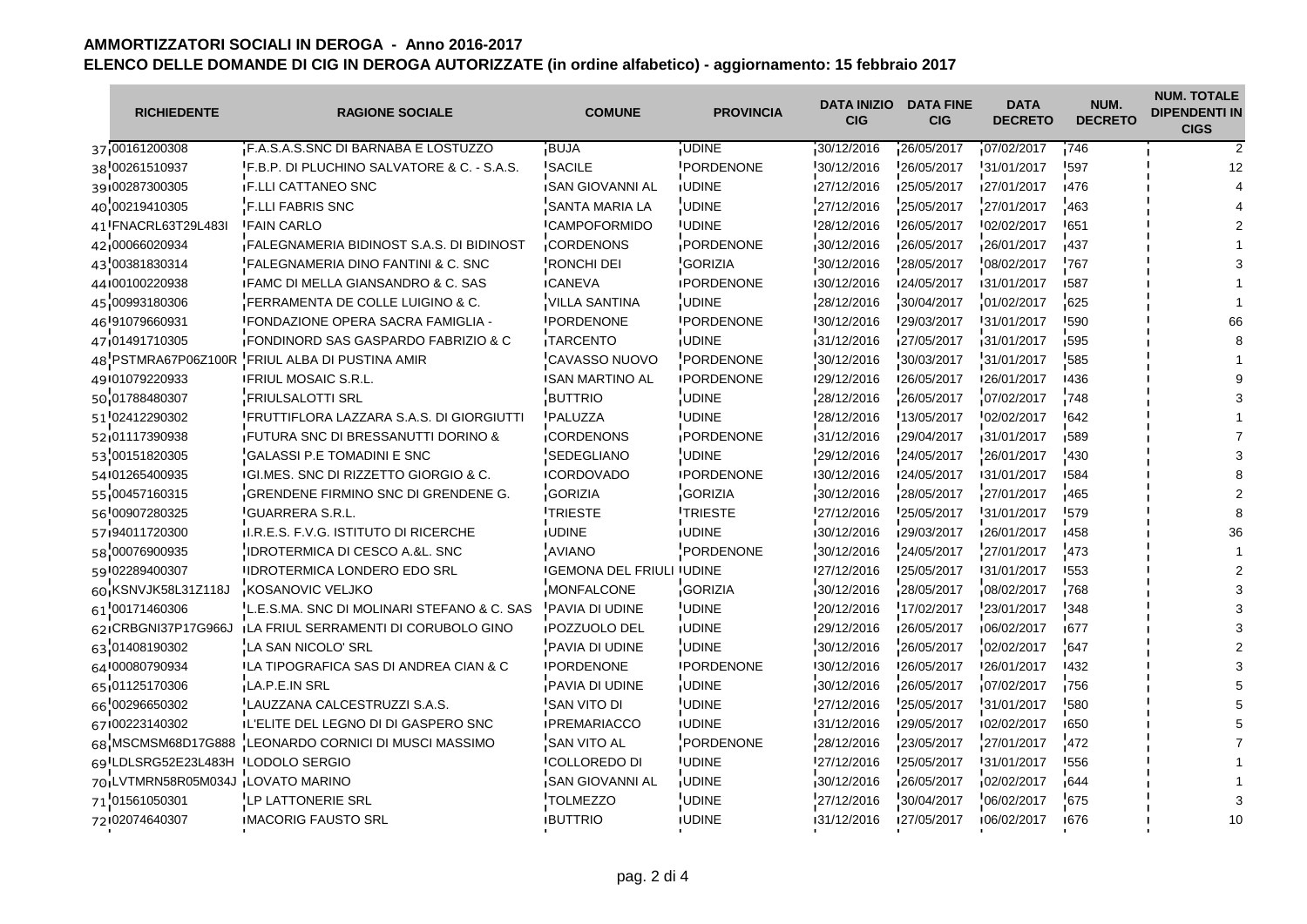**AMMORTIZZATORI SOCIALI IN DEROGA - Anno 2016-2017**

**ELENCO DELLE DOMANDE DI CIG IN DEROGA AUTORIZZATE (in ordine alfabetico) - aggiornamento: 15 febbraio 2017**

| | RICHIEDENTE | RAGIONE SOCIALE | COMUNE | PROVINCIA | DATA INIZIO CIG | DATA FINE CIG | DATA DECRETO | NUM. DECRETO | NUM. TOTALE DIPENDENTI IN CIGS |
|---|---|---|---|---|---|---|---|---|---|
| 37 | 00161200308 | F.A.S.A.S.SNC DI BARNABA E LOSTUZZO | BUJA | UDINE | 30/12/2016 | 26/05/2017 | 07/02/2017 | 746 | 2 |
| 38 | 00261510937 | F.B.P. DI PLUCHINO SALVATORE & C. - S.A.S. | SACILE | PORDENONE | 30/12/2016 | 26/05/2017 | 31/01/2017 | 597 | 12 |
| 39 | 00287300305 | F.LLI CATTANEO SNC | SAN GIOVANNI AL | UDINE | 27/12/2016 | 25/05/2017 | 27/01/2017 | 476 | 4 |
| 40 | 00219410305 | F.LLI FABRIS SNC | SANTA MARIA LA | UDINE | 27/12/2016 | 25/05/2017 | 27/01/2017 | 463 | 4 |
| 41 | FNACRL63T29L483I | FAIN CARLO | CAMPOFORMIDO | UDINE | 28/12/2016 | 26/05/2017 | 02/02/2017 | 651 | 2 |
| 42 | 00066020934 | FALEGNAMERIA BIDINOST S.A.S. DI BIDINOST | CORDENONS | PORDENONE | 30/12/2016 | 26/05/2017 | 26/01/2017 | 437 | 1 |
| 43 | 00381830314 | FALEGNAMERIA DINO FANTINI & C. SNC | RONCHI DEI | GORIZIA | 30/12/2016 | 28/05/2017 | 08/02/2017 | 767 | 3 |
| 44 | 00100220938 | FAMC DI MELLA GIANSANDRO & C. SAS | CANEVA | PORDENONE | 30/12/2016 | 24/05/2017 | 31/01/2017 | 587 | 1 |
| 45 | 00993180306 | FERRAMENTA DE COLLE LUIGINO & C. | VILLA SANTINA | UDINE | 28/12/2016 | 30/04/2017 | 01/02/2017 | 625 | 1 |
| 46 | 91079660931 | FONDAZIONE OPERA SACRA FAMIGLIA - | PORDENONE | PORDENONE | 30/12/2016 | 29/03/2017 | 31/01/2017 | 590 | 66 |
| 47 | 01491710305 | FONDINORD SAS GASPARDO FABRIZIO & C | TARCENTO | UDINE | 31/12/2016 | 27/05/2017 | 31/01/2017 | 595 | 8 |
| 48 | PSTMRA67P06Z100R | FRIUL ALBA DI PUSTINA AMIR | CAVASSO NUOVO | PORDENONE | 30/12/2016 | 30/03/2017 | 31/01/2017 | 585 | 1 |
| 49 | 01079220933 | FRIUL MOSAIC S.R.L. | SAN MARTINO AL | PORDENONE | 29/12/2016 | 26/05/2017 | 26/01/2017 | 436 | 9 |
| 50 | 01788480307 | FRIULSALOTTI SRL | BUTTRIO | UDINE | 28/12/2016 | 26/05/2017 | 07/02/2017 | 748 | 3 |
| 51 | 02412290302 | FRUTTIFLORA LAZZARA S.A.S. DI GIORGIUTTI | PALUZZA | UDINE | 28/12/2016 | 13/05/2017 | 02/02/2017 | 642 | 1 |
| 52 | 01117390938 | FUTURA SNC DI BRESSANUTTI DORINO & | CORDENONS | PORDENONE | 31/12/2016 | 29/04/2017 | 31/01/2017 | 589 | 7 |
| 53 | 00151820305 | GALASSI P.E TOMADINI E SNC | SEDEGLIANO | UDINE | 29/12/2016 | 24/05/2017 | 26/01/2017 | 430 | 3 |
| 54 | 01265400935 | GI.MES. SNC DI RIZZETTO GIORGIO & C. | CORDOVADO | PORDENONE | 30/12/2016 | 24/05/2017 | 31/01/2017 | 584 | 8 |
| 55 | 00457160315 | GRENDENE FIRMINO SNC DI GRENDENE G. | GORIZIA | GORIZIA | 30/12/2016 | 28/05/2017 | 27/01/2017 | 465 | 2 |
| 56 | 00907280325 | GUARRERA S.R.L. | TRIESTE | TRIESTE | 27/12/2016 | 25/05/2017 | 31/01/2017 | 579 | 8 |
| 57 | 94011720300 | I.R.E.S. F.V.G. ISTITUTO DI RICERCHE | UDINE | UDINE | 30/12/2016 | 29/03/2017 | 26/01/2017 | 458 | 36 |
| 58 | 00076900935 | IDROTERMICA DI CESCO A.&L. SNC | AVIANO | PORDENONE | 30/12/2016 | 24/05/2017 | 27/01/2017 | 473 | 1 |
| 59 | 02289400307 | IDROTERMICA LONDERO EDO SRL | GEMONA DEL FRIULI | UDINE | 27/12/2016 | 25/05/2017 | 31/01/2017 | 553 | 2 |
| 60 | KSNVJK58L31Z118J | KOSANOVIC VELJKO | MONFALCONE | GORIZIA | 30/12/2016 | 28/05/2017 | 08/02/2017 | 768 | 3 |
| 61 | 00171460306 | L.E.S.MA. SNC DI MOLINARI STEFANO & C. SAS | PAVIA DI UDINE | UDINE | 20/12/2016 | 17/02/2017 | 23/01/2017 | 348 | 3 |
| 62 | CRBGNI37P17G966J | LA FRIUL SERRAMENTI DI CORUBOLO GINO | POZZUOLO DEL | UDINE | 29/12/2016 | 26/05/2017 | 06/02/2017 | 677 | 3 |
| 63 | 01408190302 | LA SAN NICOLO' SRL | PAVIA DI UDINE | UDINE | 30/12/2016 | 26/05/2017 | 02/02/2017 | 647 | 2 |
| 64 | 00080790934 | LA TIPOGRAFICA SAS DI ANDREA CIAN & C | PORDENONE | PORDENONE | 30/12/2016 | 26/05/2017 | 26/01/2017 | 432 | 3 |
| 65 | 01125170306 | LA.P.E.IN SRL | PAVIA DI UDINE | UDINE | 30/12/2016 | 26/05/2017 | 07/02/2017 | 756 | 5 |
| 66 | 00296650302 | LAUZZANA CALCESTRUZZI S.A.S. | SAN VITO DI | UDINE | 27/12/2016 | 25/05/2017 | 31/01/2017 | 580 | 5 |
| 67 | 00223140302 | L'ELITE DEL LEGNO DI DI GASPERO SNC | PREMARIACCO | UDINE | 31/12/2016 | 29/05/2017 | 02/02/2017 | 650 | 5 |
| 68 | MSCMSM68D17G888 | LEONARDO CORNICI DI MUSCI MASSIMO | SAN VITO AL | PORDENONE | 28/12/2016 | 23/05/2017 | 27/01/2017 | 472 | 7 |
| 69 | LDLSRG52E23L483H | LODOLO SERGIO | COLLOREDO DI | UDINE | 27/12/2016 | 25/05/2017 | 31/01/2017 | 556 | 1 |
| 70 | LVTMRN58R05M034J | LOVATO MARINO | SAN GIOVANNI AL | UDINE | 30/12/2016 | 26/05/2017 | 02/02/2017 | 644 | 1 |
| 71 | 01561050301 | LP LATTONERIE SRL | TOLMEZZO | UDINE | 27/12/2016 | 30/04/2017 | 06/02/2017 | 675 | 3 |
| 72 | 02074640307 | MACORIG FAUSTO SRL | BUTTRIO | UDINE | 31/12/2016 | 27/05/2017 | 06/02/2017 | 676 | 10 |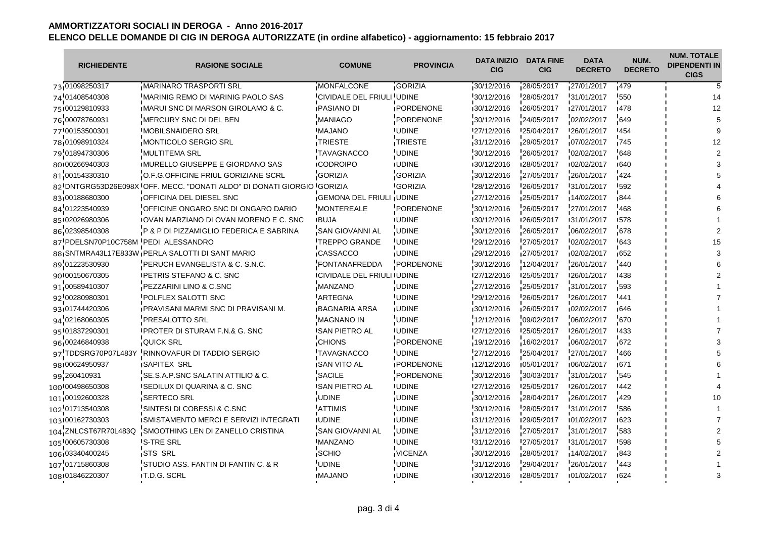## AMMORTIZZATORI SOCIALI IN DEROGA - Anno 2016-2017

## ELENCO DELLE DOMANDE DI CIG IN DEROGA AUTORIZZATE (in ordine alfabetico) - aggiornamento: 15 febbraio 2017

| | RICHIEDENTE | RAGIONE SOCIALE | COMUNE | PROVINCIA | DATA INIZIO CIG | DATA FINE CIG | DATA DECRETO | NUM. DECRETO | NUM. TOTALE DIPENDENTI IN CIGS |
|---|---|---|---|---|---|---|---|---|---|
| 73 | 01098250317 | MARINARO TRASPORTI SRL | MONFALCONE | GORIZIA | 30/12/2016 | 28/05/2017 | 27/01/2017 | 479 | 5 |
| 74 | 01408540308 | MARINIG REMO DI MARINIG PAOLO SAS | CIVIDALE DEL FRIULI | UDINE | 30/12/2016 | 28/05/2017 | 31/01/2017 | 550 | 14 |
| 75 | 00129810933 | MARUI SNC DI MARSON GIROLAMO & C. | PASIANO DI | PORDENONE | 30/12/2016 | 26/05/2017 | 27/01/2017 | 478 | 12 |
| 76 | 00078760931 | MERCURY SNC DI DEL BEN | MANIAGO | PORDENONE | 30/12/2016 | 24/05/2017 | 02/02/2017 | 649 | 5 |
| 77 | 00153500301 | MOBILSNAIDERO SRL | MAJANO | UDINE | 27/12/2016 | 25/04/2017 | 26/01/2017 | 454 | 9 |
| 78 | 01098910324 | MONTICOLO SERGIO SRL | TRIESTE | TRIESTE | 31/12/2016 | 29/05/2017 | 07/02/2017 | 745 | 12 |
| 79 | 01894730306 | MULTITEMA SRL | TAVAGNACCO | UDINE | 30/12/2016 | 26/05/2017 | 02/02/2017 | 648 | 2 |
| 80 | 00266940303 | MURELLO GIUSEPPE E GIORDANO SAS | CODROIPO | UDINE | 30/12/2016 | 28/05/2017 | 02/02/2017 | 640 | 3 |
| 81 | 00154330310 | O.F.G.OFFICINE FRIUL GORIZIANE SCRL | GORIZIA | GORIZIA | 30/12/2016 | 27/05/2017 | 26/01/2017 | 424 | 5 |
| 82 | DNTGRG53D26E098X | OFF. MECC. "DONATI ALDO" DI DONATI GIORGIO | GORIZIA | GORIZIA | 28/12/2016 | 26/05/2017 | 31/01/2017 | 592 | 4 |
| 83 | 00188680300 | OFFICINA DEL DIESEL SNC | GEMONA DEL FRIULI | UDINE | 27/12/2016 | 25/05/2017 | 14/02/2017 | 844 | 6 |
| 84 | 01223540939 | OFFICINE ONGARO SNC DI ONGARO DARIO | MONTEREALE | PORDENONE | 30/12/2016 | 26/05/2017 | 27/01/2017 | 468 | 6 |
| 85 | 02026980306 | OVAN MARZIANO DI OVAN MORENO E C. SNC | BUJA | UDINE | 30/12/2016 | 26/05/2017 | 31/01/2017 | 578 | 1 |
| 86 | 02398540308 | P & P DI PIZZAMIGLIO FEDERICA E SABRINA | SAN GIOVANNI AL | UDINE | 30/12/2016 | 26/05/2017 | 06/02/2017 | 678 | 2 |
| 87 | PDELSN70P10C758M | PEDI ALESSANDRO | TREPPO GRANDE | UDINE | 29/12/2016 | 27/05/2017 | 02/02/2017 | 643 | 15 |
| 88 | SNTMRA43L17E833W | PERLA SALOTTI DI SANT MARIO | CASSACCO | UDINE | 29/12/2016 | 27/05/2017 | 02/02/2017 | 652 | 3 |
| 89 | 01223530930 | PERUCH EVANGELISTA & C. S.N.C. | FONTANAFREDDA | PORDENONE | 30/12/2016 | 12/04/2017 | 26/01/2017 | 440 | 6 |
| 90 | 00150670305 | PETRIS STEFANO & C. SNC | CIVIDALE DEL FRIULI | UDINE | 27/12/2016 | 25/05/2017 | 26/01/2017 | 438 | 2 |
| 91 | 00589410307 | PEZZARINI LINO & C.SNC | MANZANO | UDINE | 27/12/2016 | 25/05/2017 | 31/01/2017 | 593 | 1 |
| 92 | 00280980301 | POLFLEX SALOTTI SNC | ARTEGNA | UDINE | 29/12/2016 | 26/05/2017 | 26/01/2017 | 441 | 7 |
| 93 | 01744420306 | PRAVISANI MARMI SNC DI PRAVISANI M. | BAGNARIA ARSA | UDINE | 30/12/2016 | 26/05/2017 | 02/02/2017 | 646 | 1 |
| 94 | 02168060305 | PRESALOTTO SRL | MAGNANO IN | UDINE | 12/12/2016 | 09/02/2017 | 06/02/2017 | 670 | 1 |
| 95 | 01837290301 | PROTER DI STURAM F.N.& G. SNC | SAN PIETRO AL | UDINE | 27/12/2016 | 25/05/2017 | 26/01/2017 | 433 | 7 |
| 96 | 00246840938 | QUICK SRL | CHIONS | PORDENONE | 19/12/2016 | 16/02/2017 | 06/02/2017 | 672 | 3 |
| 97 | TDDSRG70P07L483Y | RINNOVAFUR DI TADDIO SERGIO | TAVAGNACCO | UDINE | 27/12/2016 | 25/04/2017 | 27/01/2017 | 466 | 5 |
| 98 | 00624950937 | SAPITEX SRL | SAN VITO AL | PORDENONE | 12/12/2016 | 05/01/2017 | 06/02/2017 | 671 | 6 |
| 99 | 260410931 | SE.S.A.P.SNC SALATIN ATTILIO & C. | SACILE | PORDENONE | 30/12/2016 | 30/03/2017 | 31/01/2017 | 545 | 1 |
| 100 | 00498650308 | SEDILUX DI QUARINA & C. SNC | SAN PIETRO AL | UDINE | 27/12/2016 | 25/05/2017 | 26/01/2017 | 442 | 4 |
| 101 | 00192600328 | SERTECO SRL | UDINE | UDINE | 30/12/2016 | 28/04/2017 | 26/01/2017 | 429 | 10 |
| 102 | 01713540308 | SINTESI DI COBESSI & C.SNC | ATTIMIS | UDINE | 30/12/2016 | 28/05/2017 | 31/01/2017 | 586 | 1 |
| 103 | 00162730303 | SMISTAMENTO MERCI E SERVIZI INTEGRATI | UDINE | UDINE | 31/12/2016 | 29/05/2017 | 01/02/2017 | 623 | 7 |
| 104 | ZNLCST67R70L483Q | SMOOTHING LEN DI ZANELLO CRISTINA | SAN GIOVANNI AL | UDINE | 31/12/2016 | 27/05/2017 | 31/01/2017 | 583 | 2 |
| 105 | 00605730308 | S-TRE SRL | MANZANO | UDINE | 31/12/2016 | 27/05/2017 | 31/01/2017 | 598 | 5 |
| 106 | 03340400245 | STS SRL | SCHIO | VICENZA | 30/12/2016 | 28/05/2017 | 14/02/2017 | 843 | 2 |
| 107 | 01715860308 | STUDIO ASS. FANTIN DI FANTIN C. & R | UDINE | UDINE | 31/12/2016 | 29/04/2017 | 26/01/2017 | 443 | 1 |
| 108 | 01846220307 | T.D.G. SCRL | MAJANO | UDINE | 30/12/2016 | 28/05/2017 | 01/02/2017 | 624 | 3 |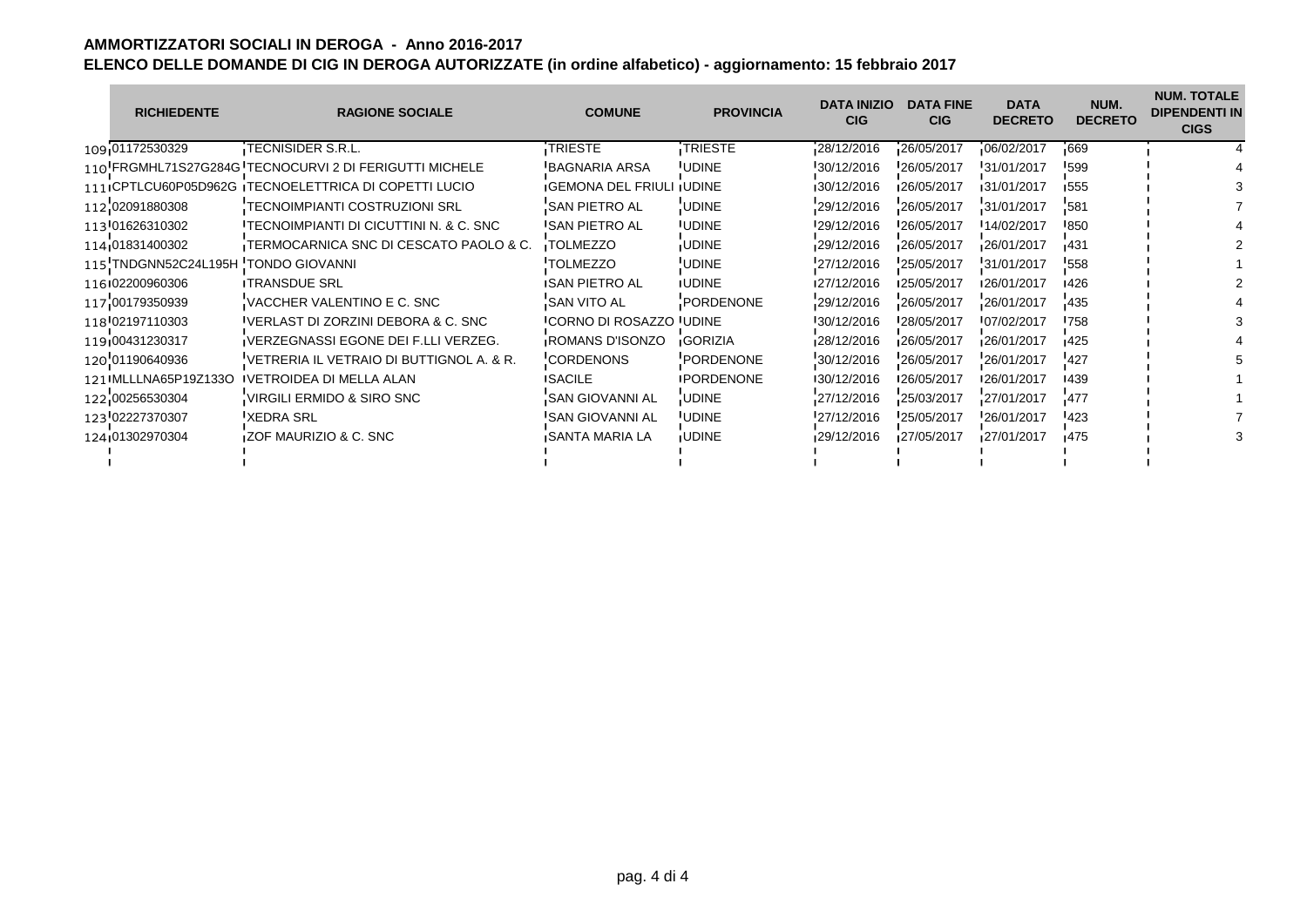**AMMORTIZZATORI SOCIALI IN DEROGA - Anno 2016-2017**

**ELENCO DELLE DOMANDE DI CIG IN DEROGA AUTORIZZATE (in ordine alfabetico) - aggiornamento: 15 febbraio 2017**

| | RICHIEDENTE | RAGIONE SOCIALE | COMUNE | PROVINCIA | DATA INIZIO CIG | DATA FINE CIG | DATA DECRETO | NUM. DECRETO | NUM. TOTALE DIPENDENTI IN CIGS |
|---|---|---|---|---|---|---|---|---|---|
| 109 | 01172530329 | TECNISIDER S.R.L. | TRIESTE | TRIESTE | 28/12/2016 | 26/05/2017 | 06/02/2017 | 669 | 4 |
| 110 | FRGMHL71S27G284G | TECNOCURVI 2 DI FERIGUTTI MICHELE | BAGNARIA ARSA | UDINE | 30/12/2016 | 26/05/2017 | 31/01/2017 | 599 | 4 |
| 111 | CPTLCU60P05D962G | TECNOELETTRICA DI COPETTI LUCIO | GEMONA DEL FRIULI | UDINE | 30/12/2016 | 26/05/2017 | 31/01/2017 | 555 | 3 |
| 112 | 02091880308 | TECNOIMPIANTI COSTRUZIONI SRL | SAN PIETRO AL | UDINE | 29/12/2016 | 26/05/2017 | 31/01/2017 | 581 | 7 |
| 113 | 01626310302 | TECNOIMPIANTI DI CICUTTINI N. & C. SNC | SAN PIETRO AL | UDINE | 29/12/2016 | 26/05/2017 | 14/02/2017 | 850 | 4 |
| 114 | 01831400302 | TERMOCARNICA SNC DI CESCATO PAOLO & C. | TOLMEZZO | UDINE | 29/12/2016 | 26/05/2017 | 26/01/2017 | 431 | 2 |
| 115 | TNDGNN52C24L195H | TONDO GIOVANNI | TOLMEZZO | UDINE | 27/12/2016 | 25/05/2017 | 31/01/2017 | 558 | 1 |
| 116 | 02200960306 | TRANSDUE SRL | SAN PIETRO AL | UDINE | 27/12/2016 | 25/05/2017 | 26/01/2017 | 426 | 2 |
| 117 | 00179350939 | VACCHER VALENTINO E C. SNC | SAN VITO AL | PORDENONE | 29/12/2016 | 26/05/2017 | 26/01/2017 | 435 | 4 |
| 118 | 02197110303 | VERLAST DI ZORZINI DEBORA & C. SNC | CORNO DI ROSAZZO | UDINE | 30/12/2016 | 28/05/2017 | 07/02/2017 | 758 | 3 |
| 119 | 00431230317 | VERZEGNASSI EGONE DEI F.LLI VERZEG. | ROMANS D'ISONZO | GORIZIA | 28/12/2016 | 26/05/2017 | 26/01/2017 | 425 | 4 |
| 120 | 01190640936 | VETRERIA IL VETRAIO DI BUTTIGNOL A. & R. | CORDENONS | PORDENONE | 30/12/2016 | 26/05/2017 | 26/01/2017 | 427 | 5 |
| 121 | MLLLNA65P19Z133O | VETROIDEA DI MELLA ALAN | SACILE | PORDENONE | 30/12/2016 | 26/05/2017 | 26/01/2017 | 439 | 1 |
| 122 | 00256530304 | VIRGILI ERMIDO & SIRO SNC | SAN GIOVANNI AL | UDINE | 27/12/2016 | 25/03/2017 | 27/01/2017 | 477 | 1 |
| 123 | 02227370307 | XEDRA SRL | SAN GIOVANNI AL | UDINE | 27/12/2016 | 25/05/2017 | 26/01/2017 | 423 | 7 |
| 124 | 01302970304 | ZOF MAURIZIO & C. SNC | SANTA MARIA LA | UDINE | 29/12/2016 | 27/05/2017 | 27/01/2017 | 475 | 3 |